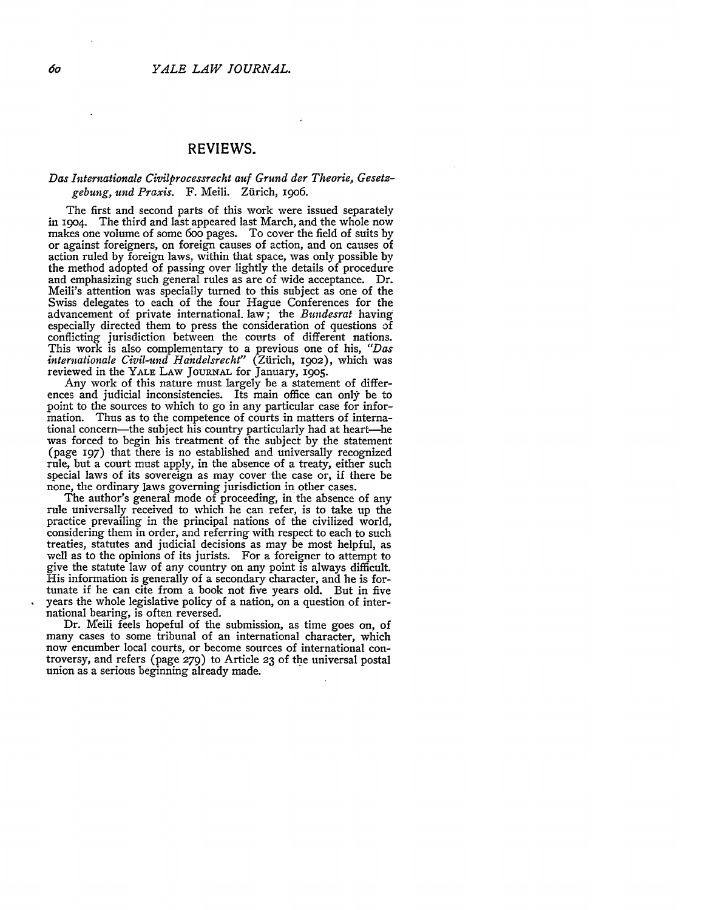## REVIEWS.

*Das Internationale Civilprocessrecht auf Grund der Theorie, Gesetzgebung, und Praxis.* F. Meili. Zürich, 1906.

The first and second parts of this work were issued separately in 1904. The third and last appeared last March, and the whole now makes one volume of some 600 pages. To cover the field of suits by or against foreigners, on foreign causes of action, and on causes of action ruled by foreign laws, within that space, was only possible by the method adopted of passing over lightly the details of procedure and emphasizing such general rules as are of wide acceptance. Dr. Meili's attention was specially turned to this subject as one of the Swiss delegates to each of the four Hague Conferences for the advancement of private international. law; the *Bundesrat* having especially directed them to press the consideration of questions of conflicting jurisdiction between the courts of different nations. This work is also complementary to a previous one of his, *"Das internationale Civil-und Handelsrecht"* (Zürich, 1902), which was reviewed in the YALE LAW JOURNAL for January, 1905.

Any work of this nature must largely be a statement of differences and judicial inconsistencies. Its main office can only be to point to the sources to which to go in any particular case for information. Thus as to the competence of courts in matters of international concern—the subject his country particularly had at heart—he was forced to begin his treatment of the subject by the statement (page 197) that there is no established and universally recognized rule, but a court must apply, in the absence of a treaty, either such special laws of its sovereign as may cover the case or, if there be none, the ordinary laws governing jurisdiction in other cases.

The author's general mode of proceeding, in the absence of any rule universally received to which he can refer, is to take up the practice prevailing in the principal nations of the civilized world, considering them in order, and referring with respect to each to such treaties, statutes and judicial decisions as may be most helpful, as well as to the opinions of its jurists. For a foreigner to attempt to give the statute law of any country on any point is always difficult. His information is generally of a secondary character, and he is fortunate if he can cite from a book not five years old. But in five years the whole legislative policy of a nation, on a question of international bearing, is often reversed.

Dr. Meili feels hopeful of the submission, as time goes on, of many cases to some tribunal of an international character, which now encumber local courts, or become sources of international controversy, and refers (page 279) to Article 23 of the universal postal union as a serious beginning already made.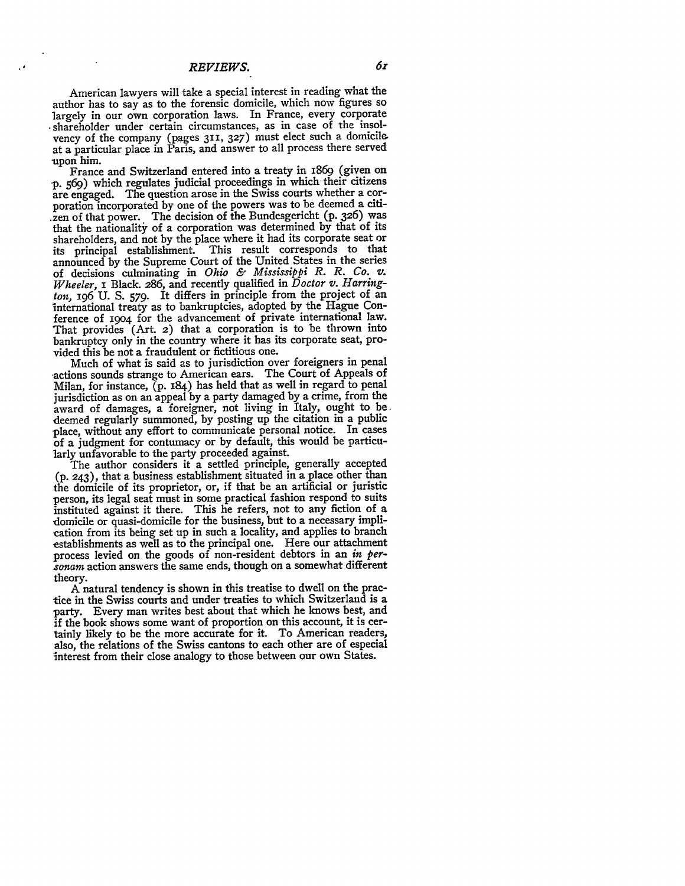American lawyers will take a special interest in reading what the author has to say as to the forensic domicile, which now figures so largely in our own corporation laws. In France, every corporate shareholder under certain circumstances, as in case of the insolvency of the company (pages 311, 327) must elect such a domicile at a particular place in Paris, and answer to all process there served upon him.

France and Switzerland entered into a treaty in 1869 (given on p. 569) which regulates judicial proceedings in which their citizens are engaged. The question arose in the Swiss courts whether a corporation incorporated by one of the powers was to be deemed a citizen of that power. The decision of the Bundesgericht (p. 326) was that the nationality of a corporation was determined by that of its shareholders, and not by the place where it had its corporate seat or its principal establishment. This result corresponds to that announced by the Supreme Court of the United States in the series of decisions culminating in *Ohio & Mississippi R. R. Co. v. Wheeler*, 1 Black. 286, and recently qualified in *Doctor v. Harrington*, 196 U. S. 579. It differs in principle from the project of an international treaty as to bankruptcies, adopted by the Hague Conference of 1904 for the advancement of private international law. That provides (Art. 2) that a corporation is to be thrown into bankruptcy only in the country where it has its corporate seat, provided this be not a fraudulent or fictitious one.

Much of what is said as to jurisdiction over foreigners in penal actions sounds strange to American ears. The Court of Appeals of Milan, for instance, (p. 184) has held that as well in regard to penal jurisdiction as on an appeal by a party damaged by a crime, from the award of damages, a foreigner, not living in Italy, ought to be deemed regularly summoned, by posting up the citation in a public place, without any effort to communicate personal notice. In cases of a judgment for contumacy or by default, this would be particularly unfavorable to the party proceeded against.

The author considers it a settled principle, generally accepted (p. 243), that a business establishment situated in a place other than the domicile of its proprietor, or, if that be an artificial or juristic person, its legal seat must in some practical fashion respond to suits instituted against it there. This he refers, not to any fiction of a domicile or quasi-domicile for the business, but to a necessary implication from its being set up in such a locality, and applies to branch establishments as well as to the principal one. Here our attachment process levied on the goods of non-resident debtors in an *in personam* action answers the same ends, though on a somewhat different theory.

A natural tendency is shown in this treatise to dwell on the practice in the Swiss courts and under treaties to which Switzerland is a party. Every man writes best about that which he knows best, and if the book shows some want of proportion on this account, it is certainly likely to be the more accurate for it. To American readers, also, the relations of the Swiss cantons to each other are of especial interest from their close analogy to those between our own States.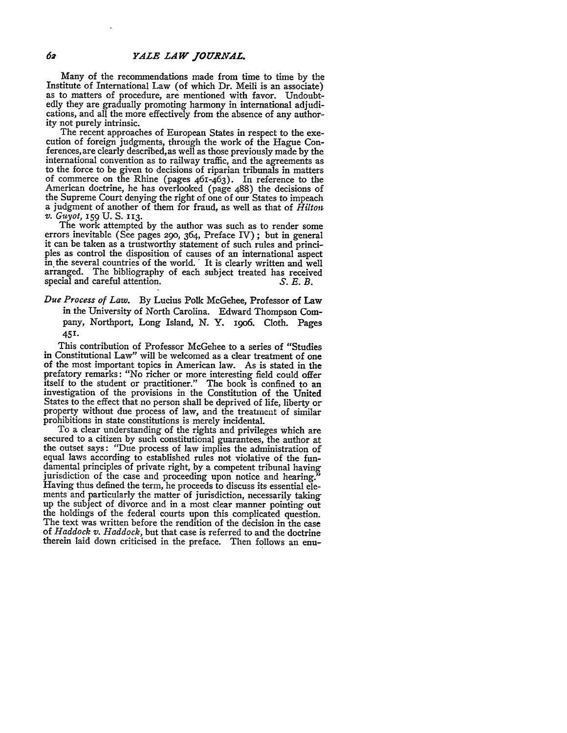Many of the recommendations made from time to time by the Institute of International Law (of which Dr. Meili is an associate) as to matters of procedure, are mentioned with favor. Undoubtedly they are gradually promoting harmony in international adjudications, and all the more effectively from the absence of any authority not purely intrinsic.

The recent approaches of European States in respect to the execution of foreign judgments, through the work of the Hague Conferences, are clearly described, as well as those previously made by the international convention as to railway traffic, and the agreements as to the force to be given to decisions of riparian tribunals in matters of commerce on the Rhine (pages 461-463). In reference to the American doctrine, he has overlooked (page 488) the decisions of the Supreme Court denying the right of one of our States to impeach a judgment of another of them for fraud, as well as that of *Hilton v. Guyot*, 159 U. S. 113.

The work attempted by the author was such as to render some errors inevitable (See pages 290, 364, Preface IV); but in general it can be taken as a trustworthy statement of such rules and principles as control the disposition of causes of an international aspect in the several countries of the world. It is clearly written and well arranged. The bibliography of each subject treated has received special and careful attention.

*S. E. B.*

*Due Process of Law*. By Lucius Polk McGehee, Professor of Law in the University of North Carolina. Edward Thompson Company, Northport, Long Island, N. Y. 1906. Cloth. Pages 451.

This contribution of Professor McGehee to a series of "Studies in Constitutional Law" will be welcomed as a clear treatment of one of the most important topics in American law. As is stated in the prefatory remarks: "No richer or more interesting field could offer itself to the student or practitioner." The book is confined to an investigation of the provisions in the Constitution of the United States to the effect that no person shall be deprived of life, liberty or property without due process of law, and the treatment of similar prohibitions in state constitutions is merely incidental.

To a clear understanding of the rights and privileges which are secured to a citizen by such constitutional guarantees, the author at the outset says: "Due process of law implies the administration of equal laws according to established rules not violative of the fundamental principles of private right, by a competent tribunal having jurisdiction of the case and proceeding upon notice and hearing." Having thus defined the term, he proceeds to discuss its essential elements and particularly the matter of jurisdiction, necessarily taking up the subject of divorce and in a most clear manner pointing out the holdings of the federal courts upon this complicated question. The text was written before the rendition of the decision in the case of *Haddock v. Haddock*, but that case is referred to and the doctrine therein laid down criticised in the preface. Then follows an enu-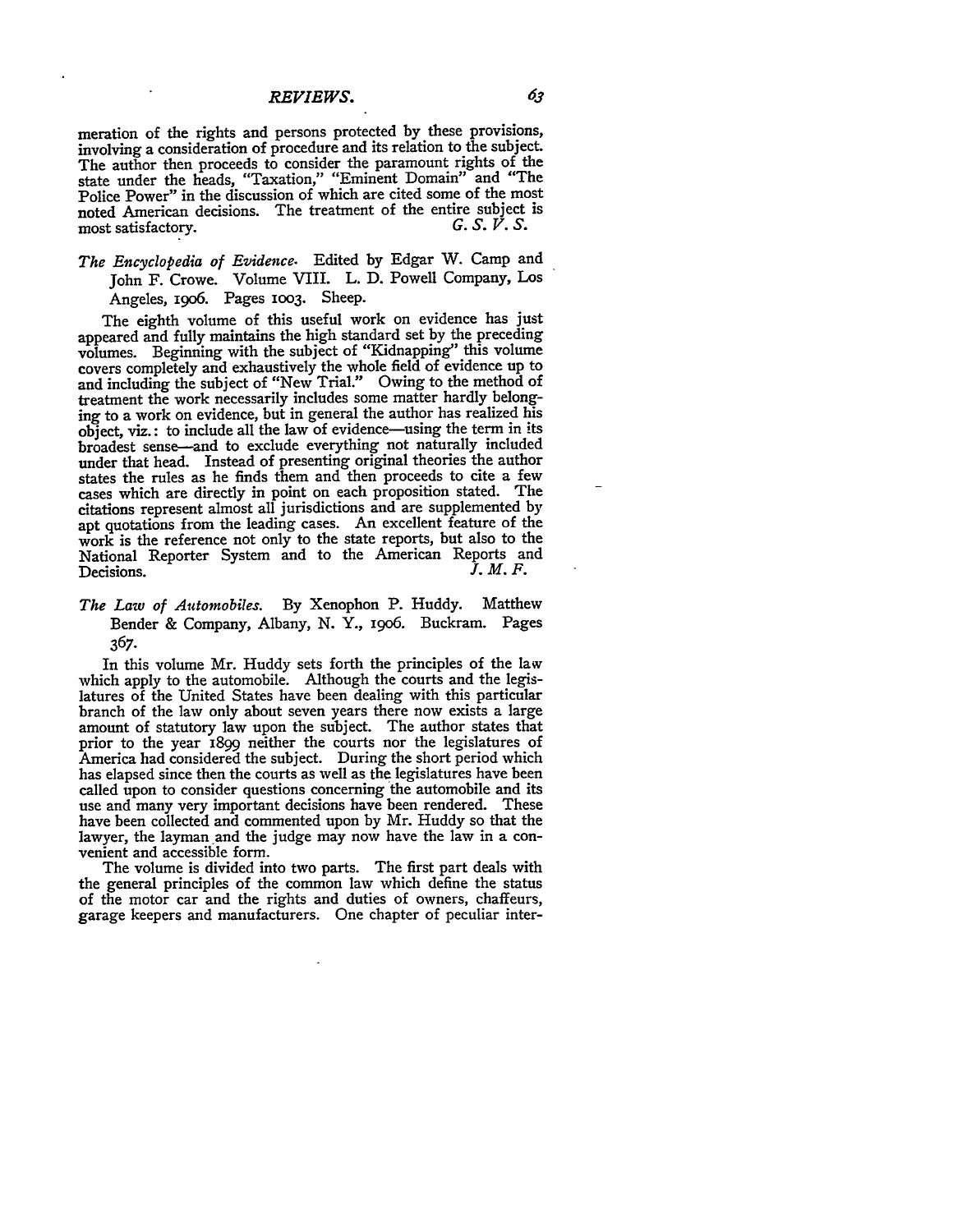meration of the rights and persons protected by these provisions, involving a consideration of procedure and its relation to the subject. The author then proceeds to consider the paramount rights of the state under the heads, "Taxation," "Eminent Domain" and "The Police Power" in the discussion of which are cited some of the most noted American decisions. The treatment of the entire subject is most satisfactory.

*G. S. V. S.*

*The Encyclopedia of Evidence.* Edited by Edgar W. Camp and John F. Crowe. Volume VIII. L. D. Powell Company, Los Angeles, 1906. Pages 1003. Sheep.

The eighth volume of this useful work on evidence has just appeared and fully maintains the high standard set by the preceding volumes. Beginning with the subject of "Kidnapping" this volume covers completely and exhaustively the whole field of evidence up to and including the subject of "New Trial." Owing to the method of treatment the work necessarily includes some matter hardly belonging to a work on evidence, but in general the author has realized his object, viz.: to include all the law of evidence—using the term in its broadest sense—and to exclude everything not naturally included under that head. Instead of presenting original theories the author states the rules as he finds them and then proceeds to cite a few cases which are directly in point on each proposition stated. The citations represent almost all jurisdictions and are supplemented by apt quotations from the leading cases. An excellent feature of the work is the reference not only to the state reports, but also to the National Reporter System and to the American Reports and Decisions.

*J. M. F.*

*The Law of Automobiles.* By Xenophon P. Huddy. Matthew Bender & Company, Albany, N. Y., 1906. Buckram. Pages 367.

In this volume Mr. Huddy sets forth the principles of the law which apply to the automobile. Although the courts and the legislatures of the United States have been dealing with this particular branch of the law only about seven years there now exists a large amount of statutory law upon the subject. The author states that prior to the year 1899 neither the courts nor the legislatures of America had considered the subject. During the short period which has elapsed since then the courts as well as the legislatures have been called upon to consider questions concerning the automobile and its use and many very important decisions have been rendered. These have been collected and commented upon by Mr. Huddy so that the lawyer, the layman and the judge may now have the law in a convenient and accessible form.

The volume is divided into two parts. The first part deals with the general principles of the common law which define the status of the motor car and the rights and duties of owners, chaffeurs, garage keepers and manufacturers. One chapter of peculiar inter-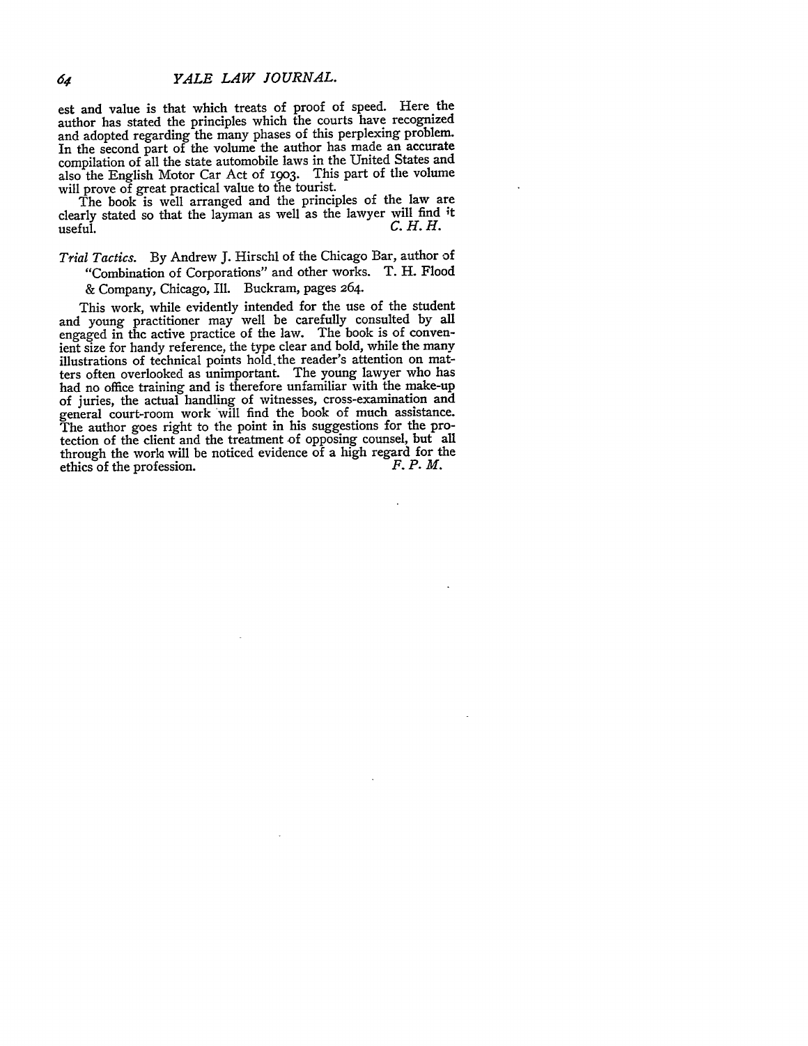est and value is that which treats of proof of speed. Here the author has stated the principles which the courts have recognized and adopted regarding the many phases of this perplexing problem. In the second part of the volume the author has made an accurate compilation of all the state automobile laws in the United States and also the English Motor Car Act of 1903. This part of the volume will prove of great practical value to the tourist.

The book is well arranged and the principles of the law are clearly stated so that the layman as well as the lawyer will find it useful.

*C. H. H.*

*Trial Tactics.* By Andrew J. Hirschl of the Chicago Bar, author of "Combination of Corporations" and other works. T. H. Flood & Company, Chicago, Ill. Buckram, pages 264.

This work, while evidently intended for the use of the student and young practitioner may well be carefully consulted by all engaged in the active practice of the law. The book is of convenient size for handy reference, the type clear and bold, while the many illustrations of technical points hold the reader's attention on matters often overlooked as unimportant. The young lawyer who has had no office training and is therefore unfamiliar with the make-up of juries, the actual handling of witnesses, cross-examination and general court-room work will find the book of much assistance. The author goes right to the point in his suggestions for the protection of the client and the treatment of opposing counsel, but all through the work will be noticed evidence of a high regard for the ethics of the profession.

*F. P. M.*